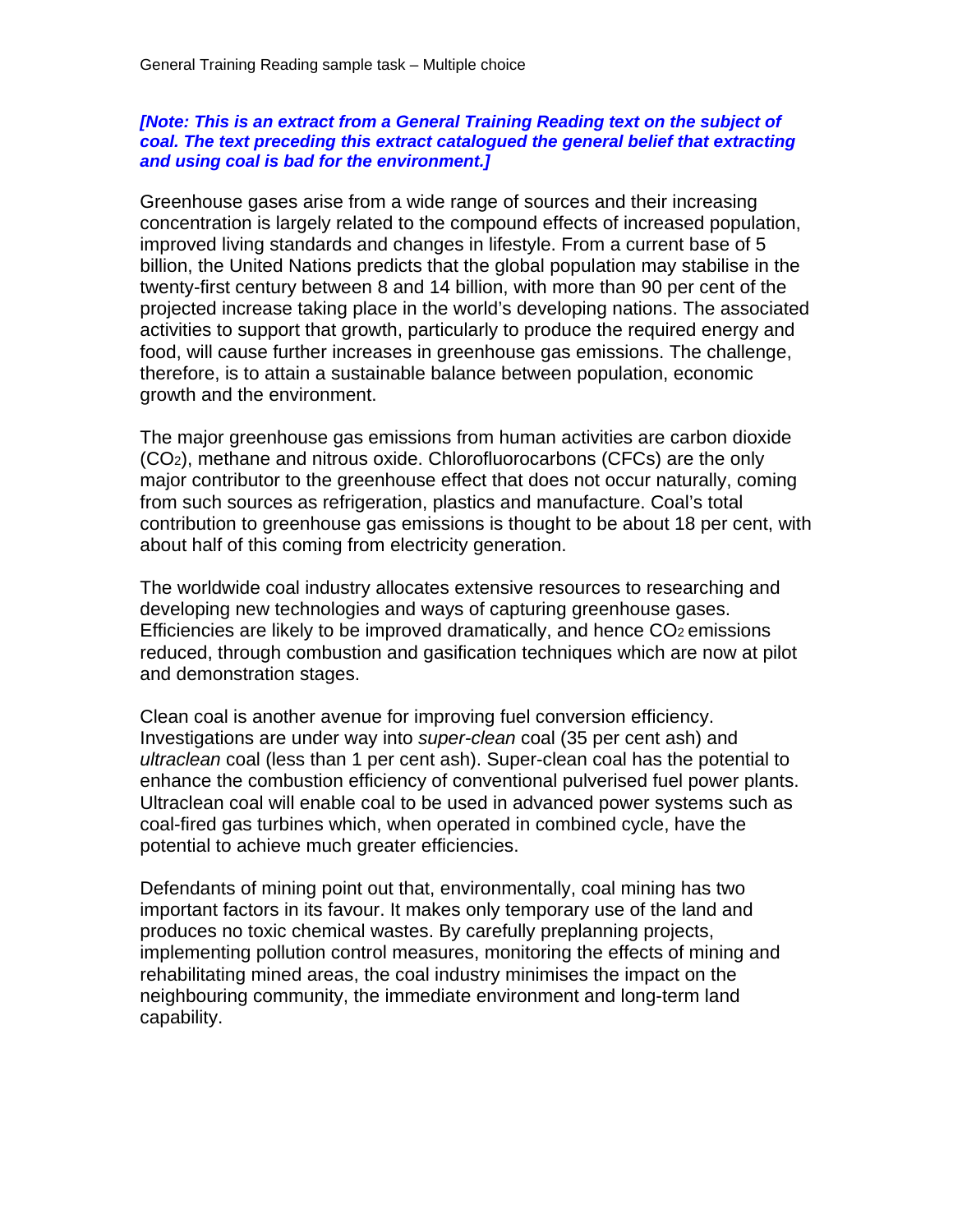General Training Reading sample task – Multiple choice

***[Note: This is an extract from a General Training Reading text on the subject of coal. The text preceding this extract catalogued the general belief that extracting and using coal is bad for the environment.]***

Greenhouse gases arise from a wide range of sources and their increasing concentration is largely related to the compound effects of increased population, improved living standards and changes in lifestyle. From a current base of 5 billion, the United Nations predicts that the global population may stabilise in the twenty-first century between 8 and 14 billion, with more than 90 per cent of the projected increase taking place in the world's developing nations. The associated activities to support that growth, particularly to produce the required energy and food, will cause further increases in greenhouse gas emissions. The challenge, therefore, is to attain a sustainable balance between population, economic growth and the environment.

The major greenhouse gas emissions from human activities are carbon dioxide ($CO_2$), methane and nitrous oxide. Chlorofluorocarbons (CFCs) are the only major contributor to the greenhouse effect that does not occur naturally, coming from such sources as refrigeration, plastics and manufacture. Coal's total contribution to greenhouse gas emissions is thought to be about 18 per cent, with about half of this coming from electricity generation.

The worldwide coal industry allocates extensive resources to researching and developing new technologies and ways of capturing greenhouse gases. Efficiencies are likely to be improved dramatically, and hence $CO_2$ emissions reduced, through combustion and gasification techniques which are now at pilot and demonstration stages.

Clean coal is another avenue for improving fuel conversion efficiency. Investigations are under way into *super-clean* coal (35 per cent ash) and *ultraclean* coal (less than 1 per cent ash). Super-clean coal has the potential to enhance the combustion efficiency of conventional pulverised fuel power plants. Ultraclean coal will enable coal to be used in advanced power systems such as coal-fired gas turbines which, when operated in combined cycle, have the potential to achieve much greater efficiencies.

Defendants of mining point out that, environmentally, coal mining has two important factors in its favour. It makes only temporary use of the land and produces no toxic chemical wastes. By carefully preplanning projects, implementing pollution control measures, monitoring the effects of mining and rehabilitating mined areas, the coal industry minimises the impact on the neighbouring community, the immediate environment and long-term land capability.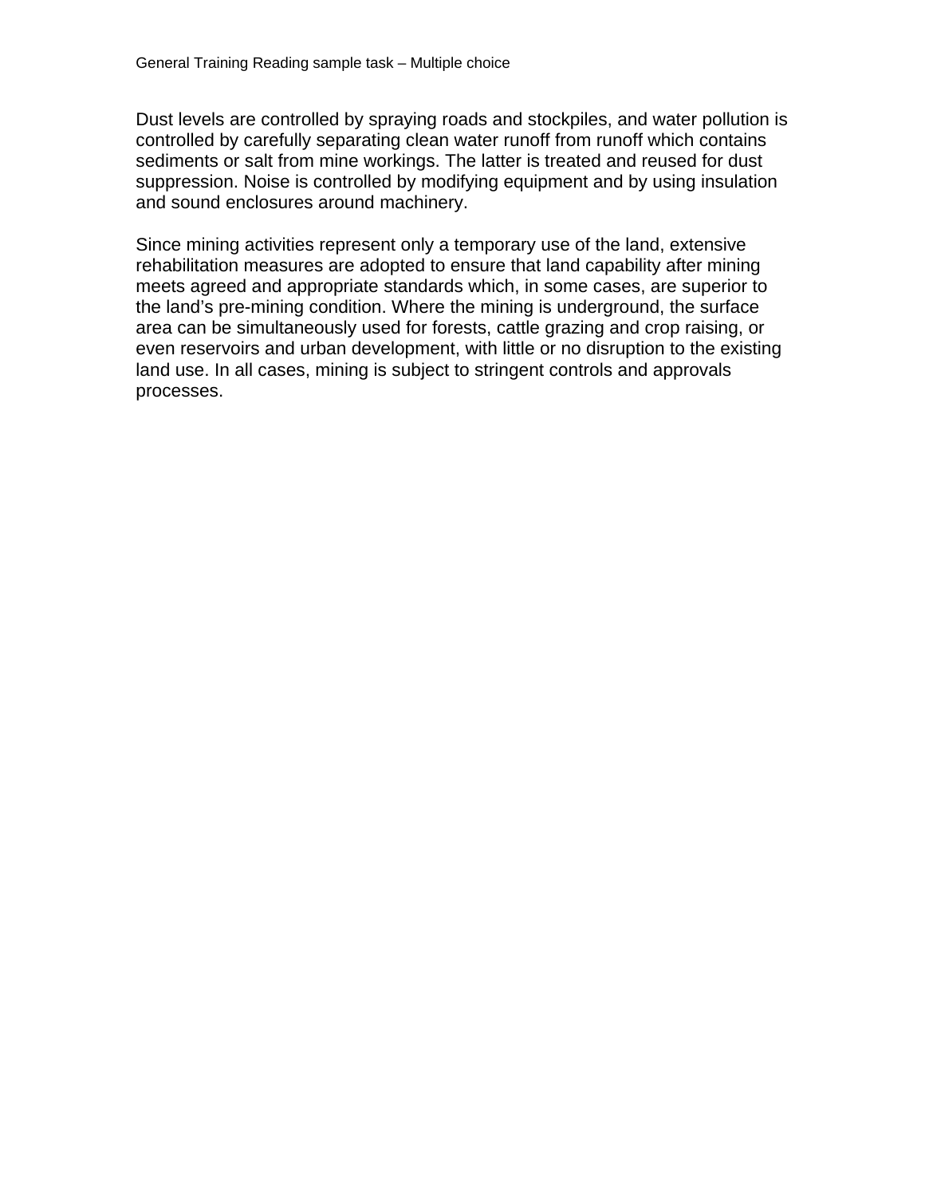Dust levels are controlled by spraying roads and stockpiles, and water pollution is controlled by carefully separating clean water runoff from runoff which contains sediments or salt from mine workings. The latter is treated and reused for dust suppression. Noise is controlled by modifying equipment and by using insulation and sound enclosures around machinery.

Since mining activities represent only a temporary use of the land, extensive rehabilitation measures are adopted to ensure that land capability after mining meets agreed and appropriate standards which, in some cases, are superior to the land's pre-mining condition. Where the mining is underground, the surface area can be simultaneously used for forests, cattle grazing and crop raising, or even reservoirs and urban development, with little or no disruption to the existing land use. In all cases, mining is subject to stringent controls and approvals processes.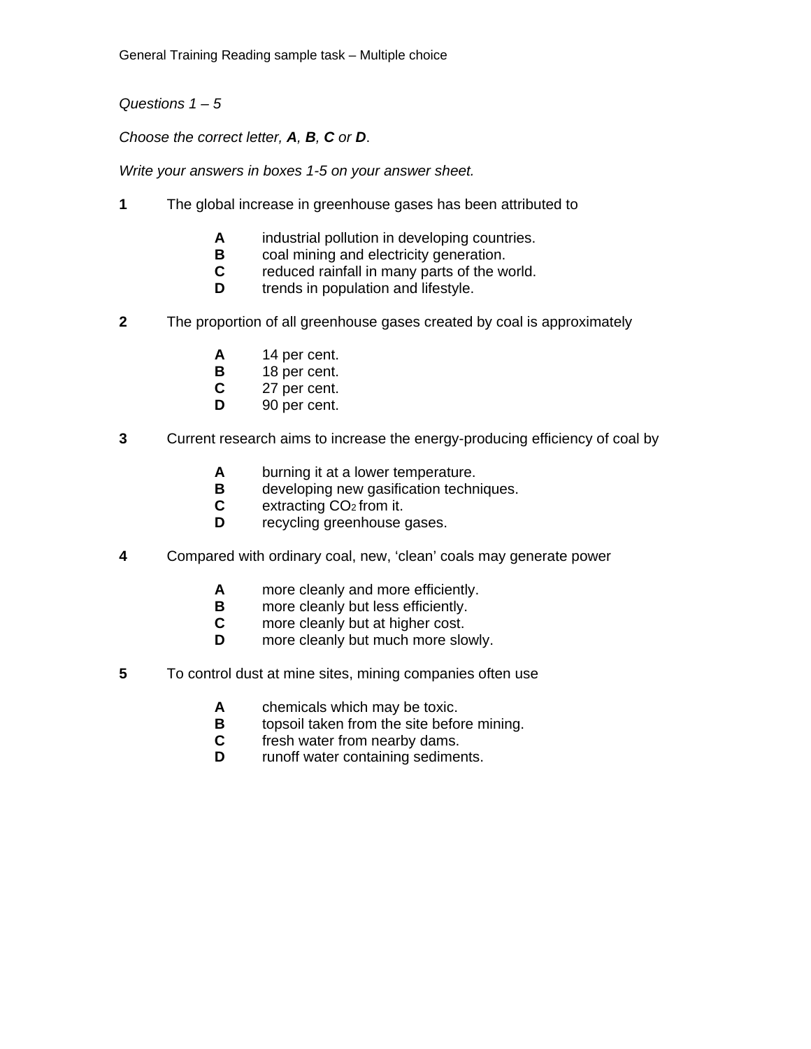General Training Reading sample task – Multiple choice

*Questions 1 – 5*

*Choose the correct letter, **A**, **B**, **C** or **D**.*

*Write your answers in boxes 1-5 on your answer sheet.*

**1** The global increase in greenhouse gases has been attributed to

- **A** industrial pollution in developing countries.
- **B** coal mining and electricity generation.
- **C** reduced rainfall in many parts of the world.
- **D** trends in population and lifestyle.

**2** The proportion of all greenhouse gases created by coal is approximately

- **A** 14 per cent.
- **B** 18 per cent.
- **C** 27 per cent.
- **D** 90 per cent.

**3** Current research aims to increase the energy-producing efficiency of coal by

- **A** burning it at a lower temperature.
- **B** developing new gasification techniques.
- **C** extracting $CO_2$ from it.
- **D** recycling greenhouse gases.

**4** Compared with ordinary coal, new, 'clean' coals may generate power

- **A** more cleanly and more efficiently.
- **B** more cleanly but less efficiently.
- **C** more cleanly but at higher cost.
- **D** more cleanly but much more slowly.

**5** To control dust at mine sites, mining companies often use

- **A** chemicals which may be toxic.
- **B** topsoil taken from the site before mining.
- **C** fresh water from nearby dams.
- **D** runoff water containing sediments.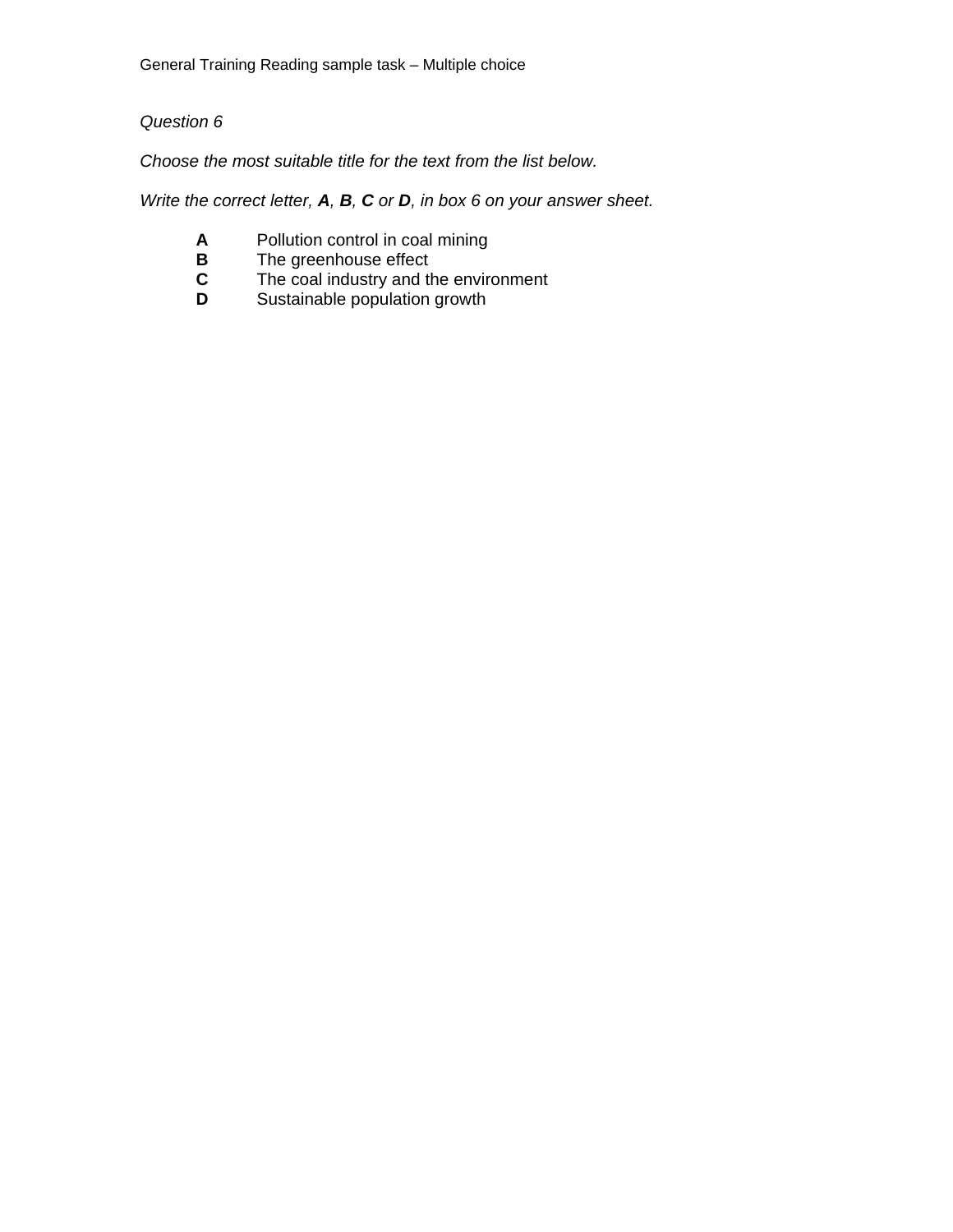*Question 6*

*Choose the most suitable title for the text from the list below.*

*Write the correct letter, **A**, **B**, **C** or **D**, in box 6 on your answer sheet.*

- **A** Pollution control in coal mining
- **B** The greenhouse effect
- **C** The coal industry and the environment
- **D** Sustainable population growth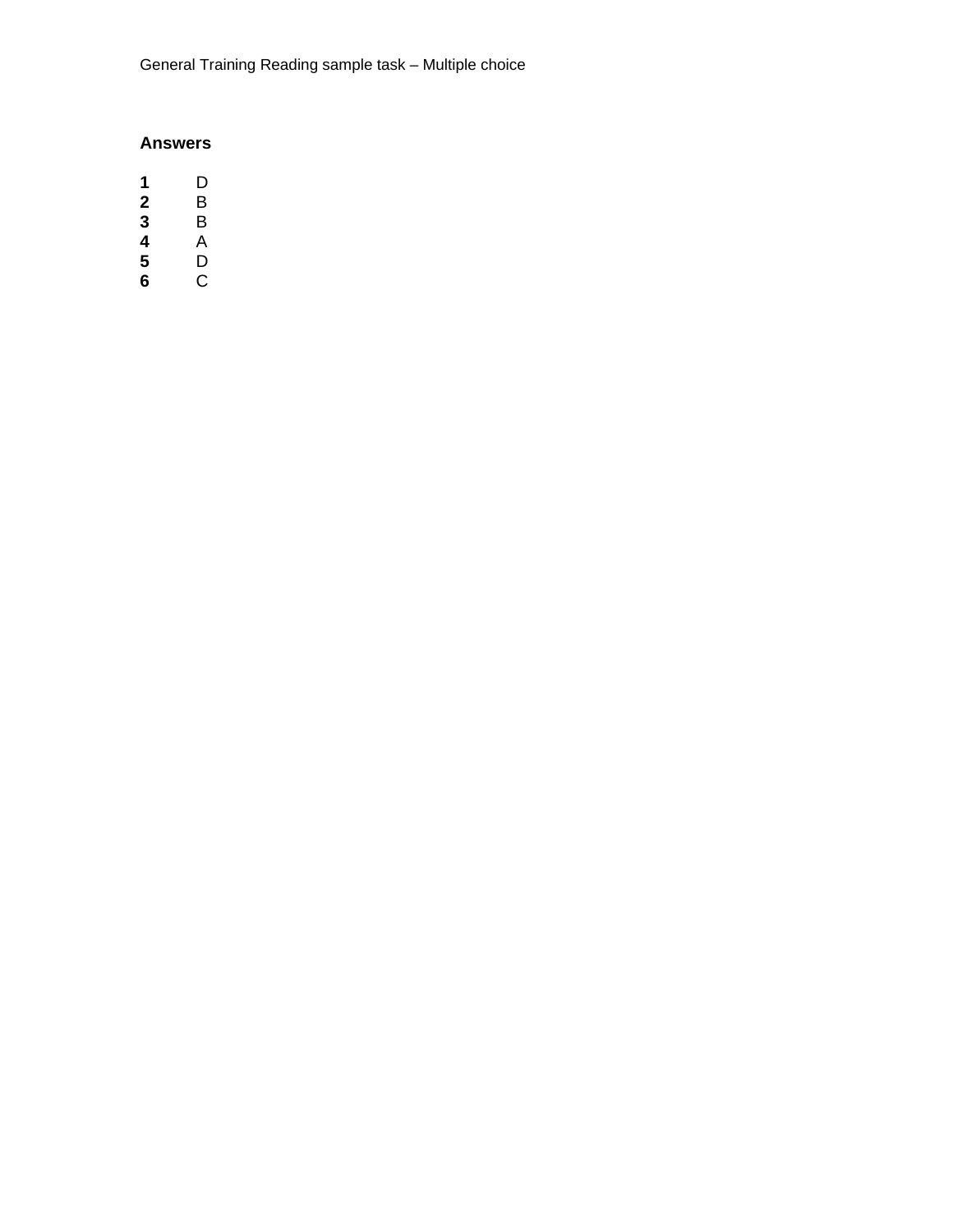## Answers

**1** D
**2** B
**3** B
**4** A
**5** D
**6** C